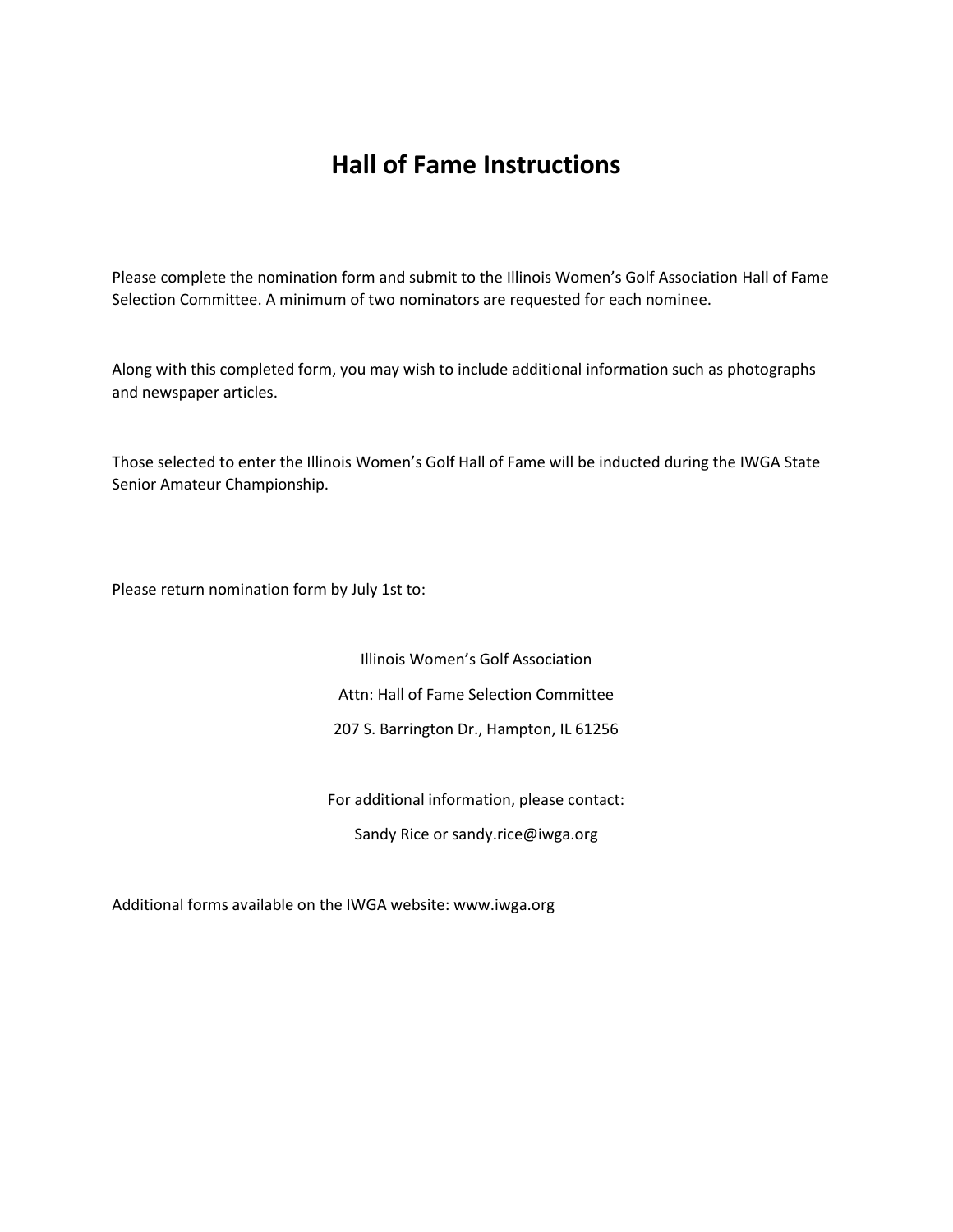# Hall of Fame Instructions

Please complete the nomination form and submit to the Illinois Women's Golf Association Hall of Fame Selection Committee. A minimum of two nominators are requested for each nominee.

Along with this completed form, you may wish to include additional information such as photographs and newspaper articles.

Those selected to enter the Illinois Women's Golf Hall of Fame will be inducted during the IWGA State Senior Amateur Championship.

Please return nomination form by July 1st to:

Illinois Women's Golf Association

Attn: Hall of Fame Selection Committee

207 S. Barrington Dr., Hampton, IL 61256

For additional information, please contact:

Sandy Rice or sandy.rice@iwga.org

Additional forms available on the IWGA website: www.iwga.org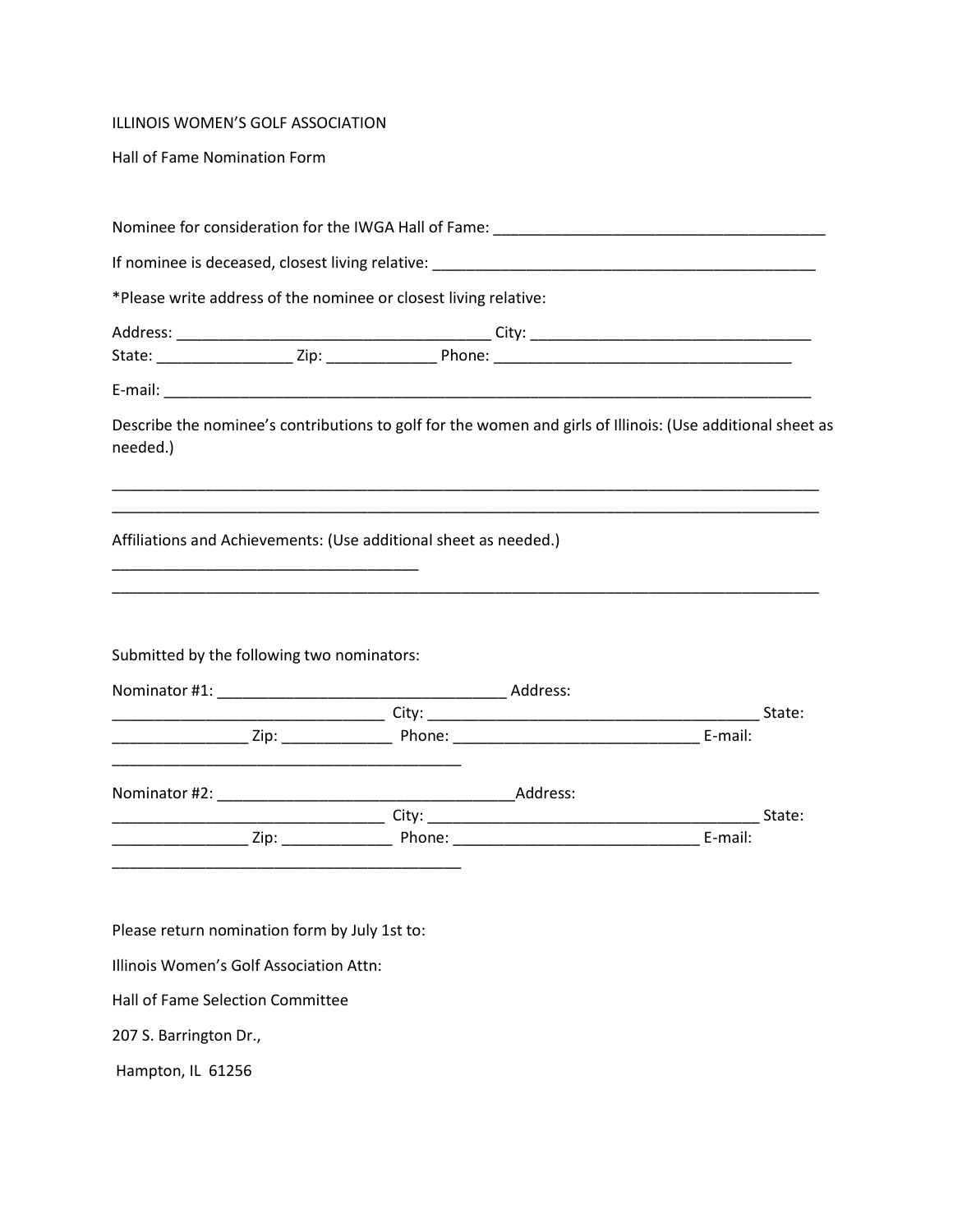ILLINOIS WOMEN'S GOLF ASSOCIATION

Hall of Fame Nomination Form

Nominee for consideration for the IWGA Hall of Fame: ________________________________________

If nominee is deceased, closest living relative: ______________________________________________

*Please write address of the nominee or closest living relative:

Address: _____________________________________ City: _________________________________
State: ________________ Zip: _____________ Phone: ___________________________________

E-mail: _______________________________________________________________________________

Describe the nominee's contributions to golf for the women and girls of Illinois: (Use additional sheet as needed.)

_______________________________________________________________________________________
_______________________________________________________________________________________

Affiliations and Achievements: (Use additional sheet as needed.)

_____________________________________
_______________________________________________________________________________________

Submitted by the following two nominators:

Nominator #1: __________________________________ Address:
_________________________________ City: ________________________________________ State:
________________ Zip: _____________ Phone: _____________________________ E-mail:
__________________________________________

Nominator #2: ___________________________________Address:
_________________________________ City: ________________________________________ State:
________________ Zip: _____________ Phone: _____________________________ E-mail:
__________________________________________

Please return nomination form by July 1st to:

Illinois Women's Golf Association Attn:

Hall of Fame Selection Committee

207 S. Barrington Dr.,

Hampton, IL 61256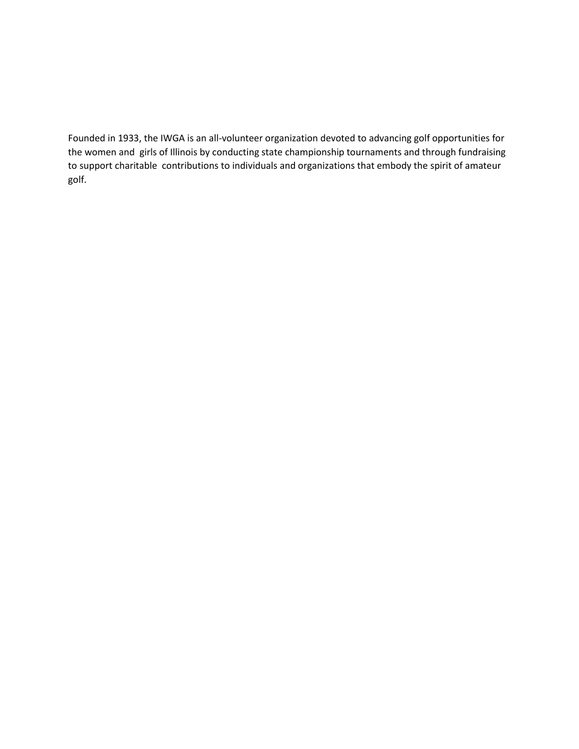Founded in 1933, the IWGA is an all-volunteer organization devoted to advancing golf opportunities for the women and girls of Illinois by conducting state championship tournaments and through fundraising to support charitable contributions to individuals and organizations that embody the spirit of amateur golf.